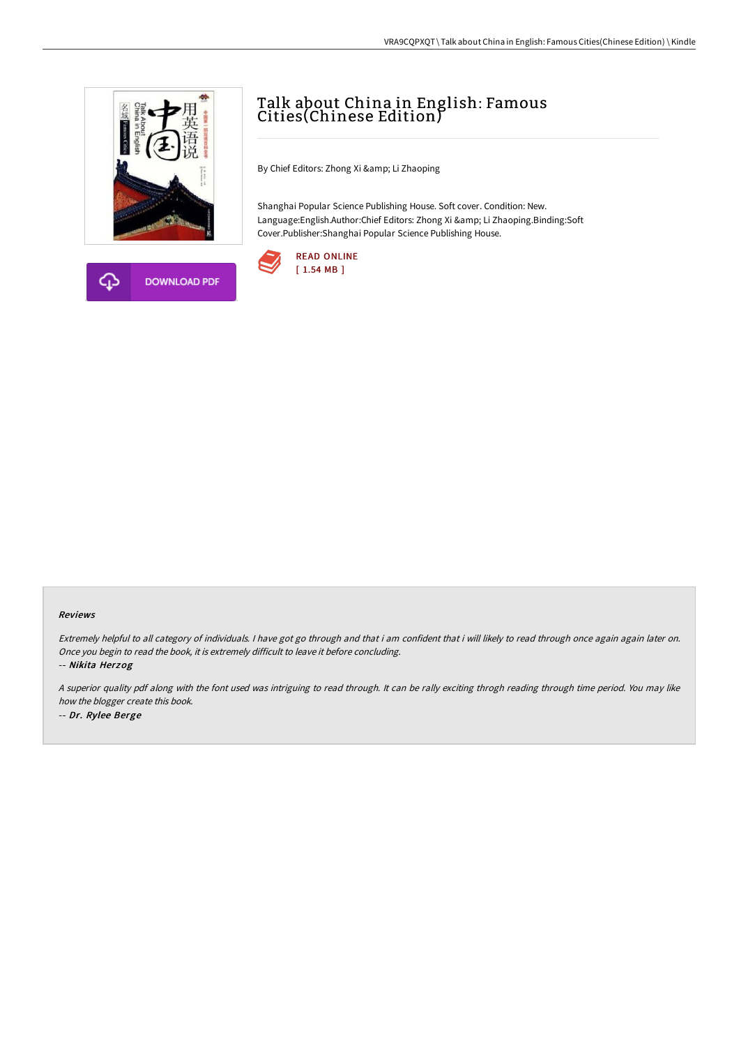# Talk about China in English: Famous Cities(Chinese Edition)

By Chief Editors: Zhong Xi &amp; Li Zhaoping

Shanghai Popular Science Publishing House. Soft cover. Condition: New. Language:English.Author:Chief Editors: Zhong Xi &amp; Li Zhaoping.Binding:Soft Cover.Publisher:Shanghai Popular Science Publishing House.

READ ONLINE
[ 1.54 MB ]

DOWNLOAD PDF

### Reviews

*Extremely helpful to all category of individuals. I have got go through and that i am confident that i will likely to read through once again again later on. Once you begin to read the book, it is extremely difficult to leave it before concluding.*

-- ***Nikita Herzog***

*A superior quality pdf along with the font used was intriguing to read through. It can be rally exciting throgh reading through time period. You may like how the blogger create this book.*

-- ***Dr. Rylee Berge***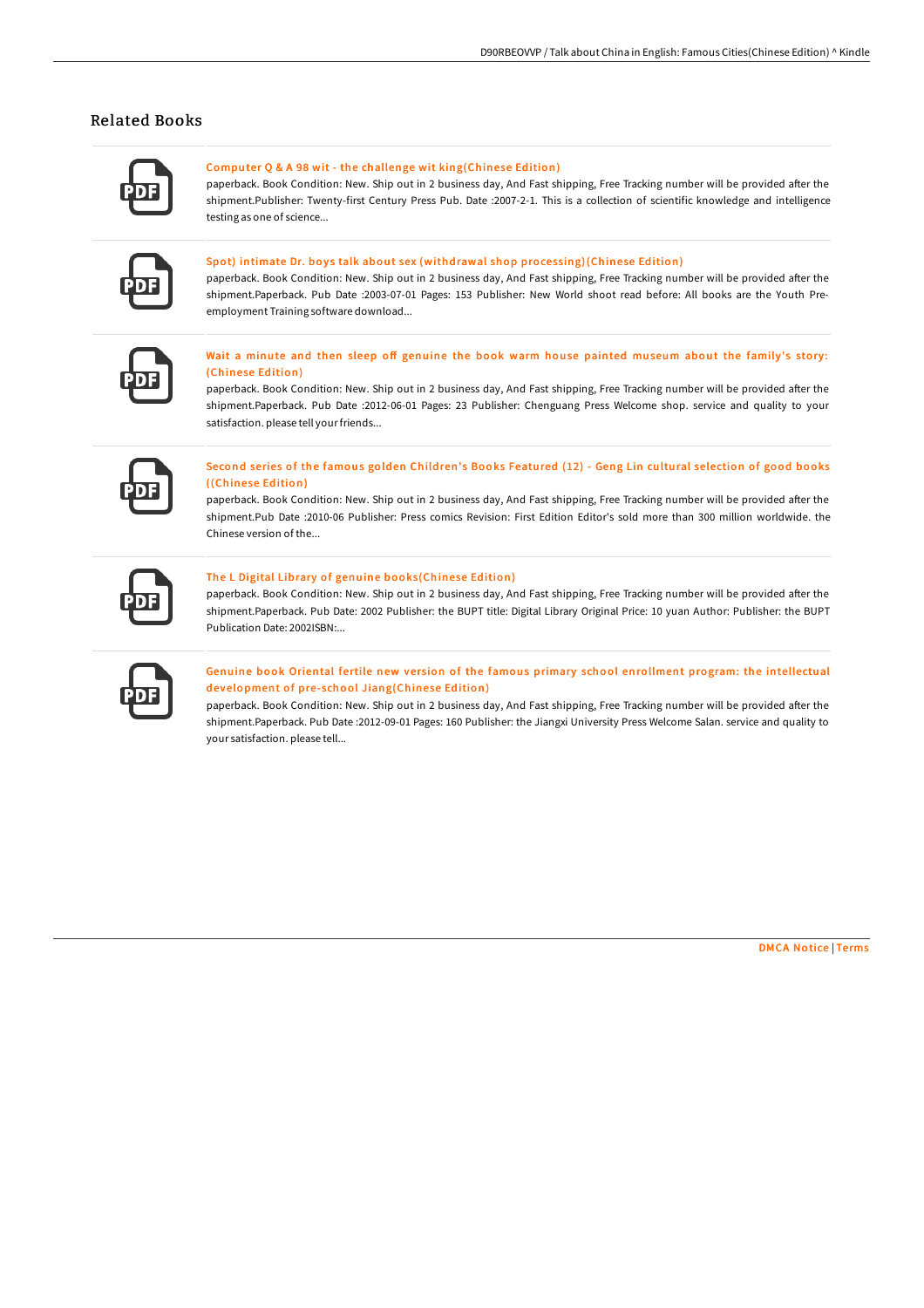## Related Books

### Computer Q & A 98 wit - the challenge wit king(Chinese Edition)

paperback. Book Condition: New. Ship out in 2 business day, And Fast shipping, Free Tracking number will be provided after the shipment.Publisher: Twenty-first Century Press Pub. Date :2007-2-1. This is a collection of scientific knowledge and intelligence testing as one of science...

### Spot) intimate Dr. boys talk about sex (withdrawal shop processing)(Chinese Edition)

paperback. Book Condition: New. Ship out in 2 business day, And Fast shipping, Free Tracking number will be provided after the shipment.Paperback. Pub Date :2003-07-01 Pages: 153 Publisher: New World shoot read before: All books are the Youth Pre-employment Training software download...

### Wait a minute and then sleep off genuine the book warm house painted museum about the family's story: (Chinese Edition)

paperback. Book Condition: New. Ship out in 2 business day, And Fast shipping, Free Tracking number will be provided after the shipment.Paperback. Pub Date :2012-06-01 Pages: 23 Publisher: Chenguang Press Welcome shop. service and quality to your satisfaction. please tell your friends...

### Second series of the famous golden Children's Books Featured (12) - Geng Lin cultural selection of good books ((Chinese Edition)

paperback. Book Condition: New. Ship out in 2 business day, And Fast shipping, Free Tracking number will be provided after the shipment.Pub Date :2010-06 Publisher: Press comics Revision: First Edition Editor's sold more than 300 million worldwide. the Chinese version of the...

### The L Digital Library of genuine books(Chinese Edition)

paperback. Book Condition: New. Ship out in 2 business day, And Fast shipping, Free Tracking number will be provided after the shipment.Paperback. Pub Date: 2002 Publisher: the BUPT title: Digital Library Original Price: 10 yuan Author: Publisher: the BUPT Publication Date: 2002ISBN:...

### Genuine book Oriental fertile new version of the famous primary school enrollment program: the intellectual development of pre-school Jiang(Chinese Edition)

paperback. Book Condition: New. Ship out in 2 business day, And Fast shipping, Free Tracking number will be provided after the shipment.Paperback. Pub Date :2012-09-01 Pages: 160 Publisher: the Jiangxi University Press Welcome Salan. service and quality to your satisfaction. please tell...

DMCA Notice | Terms